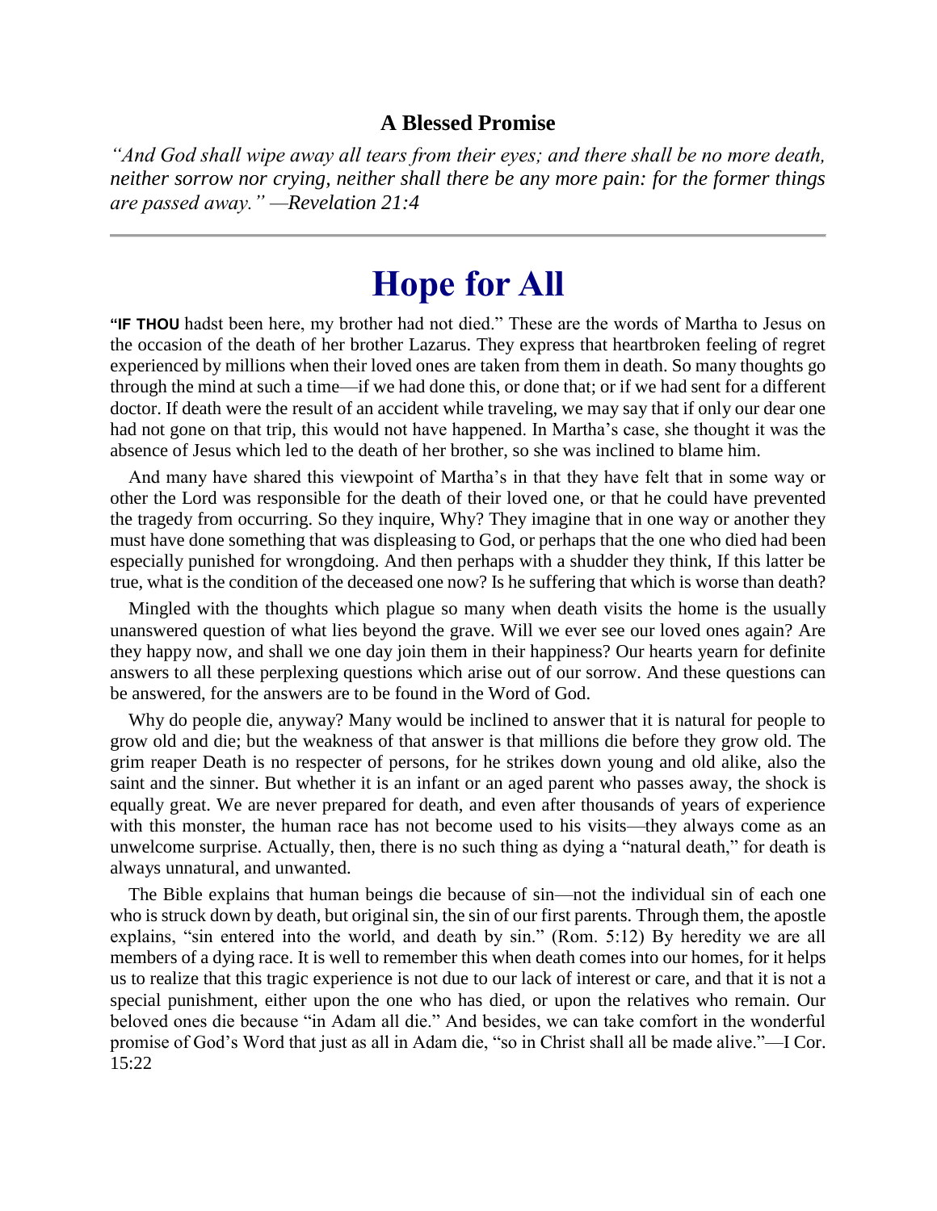### A Blessed Promise

*"And God shall wipe away all tears from their eyes; and there shall be no more death, neither sorrow nor crying, neither shall there be any more pain: for the former things are passed away." —Revelation 21:4*

---

# Hope for All

**"IF THOU** hadst been here, my brother had not died." These are the words of Martha to Jesus on the occasion of the death of her brother Lazarus. They express that heartbroken feeling of regret experienced by millions when their loved ones are taken from them in death. So many thoughts go through the mind at such a time—if we had done this, or done that; or if we had sent for a different doctor. If death were the result of an accident while traveling, we may say that if only our dear one had not gone on that trip, this would not have happened. In Martha's case, she thought it was the absence of Jesus which led to the death of her brother, so she was inclined to blame him.

And many have shared this viewpoint of Martha's in that they have felt that in some way or other the Lord was responsible for the death of their loved one, or that he could have prevented the tragedy from occurring. So they inquire, Why? They imagine that in one way or another they must have done something that was displeasing to God, or perhaps that the one who died had been especially punished for wrongdoing. And then perhaps with a shudder they think, If this latter be true, what is the condition of the deceased one now? Is he suffering that which is worse than death?

Mingled with the thoughts which plague so many when death visits the home is the usually unanswered question of what lies beyond the grave. Will we ever see our loved ones again? Are they happy now, and shall we one day join them in their happiness? Our hearts yearn for definite answers to all these perplexing questions which arise out of our sorrow. And these questions can be answered, for the answers are to be found in the Word of God.

Why do people die, anyway? Many would be inclined to answer that it is natural for people to grow old and die; but the weakness of that answer is that millions die before they grow old. The grim reaper Death is no respecter of persons, for he strikes down young and old alike, also the saint and the sinner. But whether it is an infant or an aged parent who passes away, the shock is equally great. We are never prepared for death, and even after thousands of years of experience with this monster, the human race has not become used to his visits—they always come as an unwelcome surprise. Actually, then, there is no such thing as dying a "natural death," for death is always unnatural, and unwanted.

The Bible explains that human beings die because of sin—not the individual sin of each one who is struck down by death, but original sin, the sin of our first parents. Through them, the apostle explains, "sin entered into the world, and death by sin." (Rom. 5:12) By heredity we are all members of a dying race. It is well to remember this when death comes into our homes, for it helps us to realize that this tragic experience is not due to our lack of interest or care, and that it is not a special punishment, either upon the one who has died, or upon the relatives who remain. Our beloved ones die because "in Adam all die." And besides, we can take comfort in the wonderful promise of God's Word that just as all in Adam die, "so in Christ shall all be made alive."—I Cor. 15:22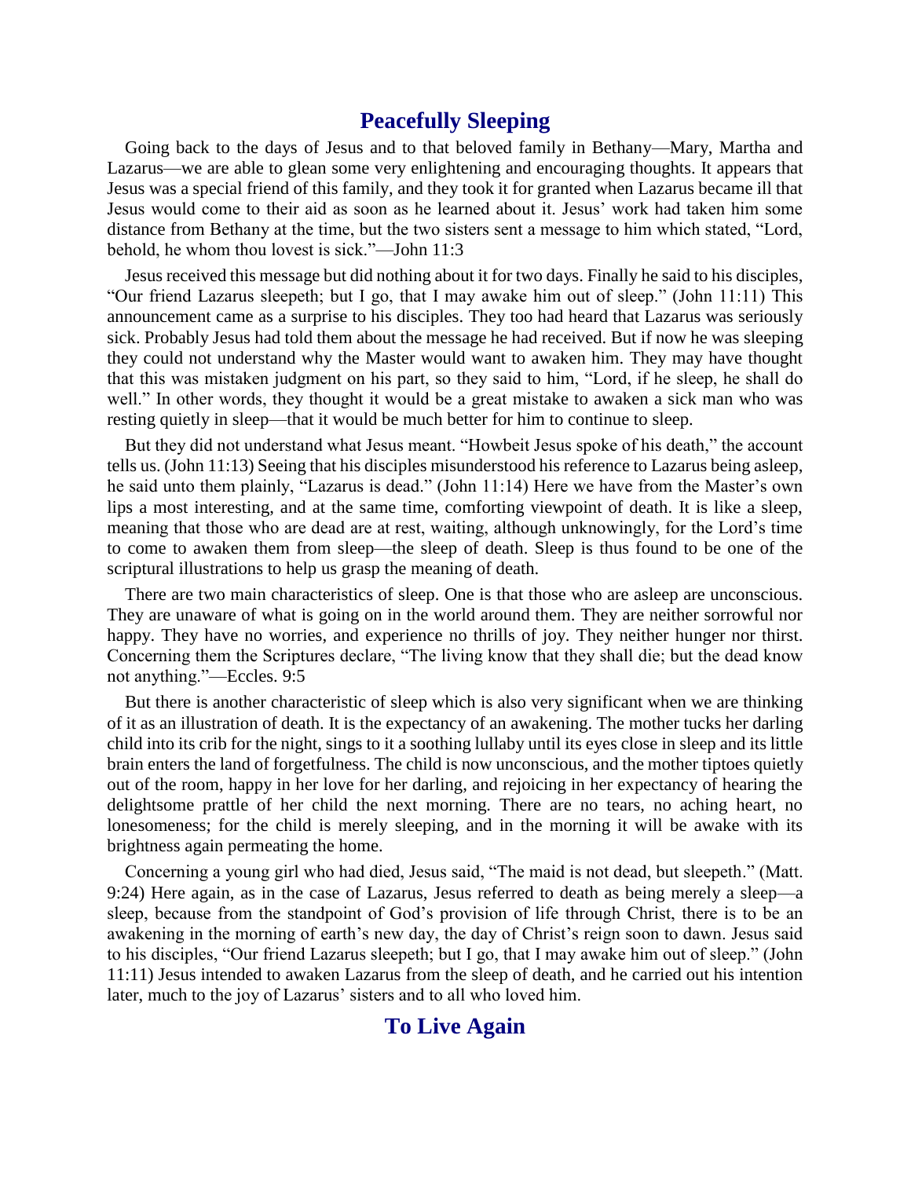## Peacefully Sleeping

Going back to the days of Jesus and to that beloved family in Bethany—Mary, Martha and Lazarus—we are able to glean some very enlightening and encouraging thoughts. It appears that Jesus was a special friend of this family, and they took it for granted when Lazarus became ill that Jesus would come to their aid as soon as he learned about it. Jesus' work had taken him some distance from Bethany at the time, but the two sisters sent a message to him which stated, "Lord, behold, he whom thou lovest is sick."—John 11:3

Jesus received this message but did nothing about it for two days. Finally he said to his disciples, "Our friend Lazarus sleepeth; but I go, that I may awake him out of sleep." (John 11:11) This announcement came as a surprise to his disciples. They too had heard that Lazarus was seriously sick. Probably Jesus had told them about the message he had received. But if now he was sleeping they could not understand why the Master would want to awaken him. They may have thought that this was mistaken judgment on his part, so they said to him, "Lord, if he sleep, he shall do well." In other words, they thought it would be a great mistake to awaken a sick man who was resting quietly in sleep—that it would be much better for him to continue to sleep.

But they did not understand what Jesus meant. "Howbeit Jesus spoke of his death," the account tells us. (John 11:13) Seeing that his disciples misunderstood his reference to Lazarus being asleep, he said unto them plainly, "Lazarus is dead." (John 11:14) Here we have from the Master's own lips a most interesting, and at the same time, comforting viewpoint of death. It is like a sleep, meaning that those who are dead are at rest, waiting, although unknowingly, for the Lord's time to come to awaken them from sleep—the sleep of death. Sleep is thus found to be one of the scriptural illustrations to help us grasp the meaning of death.

There are two main characteristics of sleep. One is that those who are asleep are unconscious. They are unaware of what is going on in the world around them. They are neither sorrowful nor happy. They have no worries, and experience no thrills of joy. They neither hunger nor thirst. Concerning them the Scriptures declare, "The living know that they shall die; but the dead know not anything."—Eccles. 9:5

But there is another characteristic of sleep which is also very significant when we are thinking of it as an illustration of death. It is the expectancy of an awakening. The mother tucks her darling child into its crib for the night, sings to it a soothing lullaby until its eyes close in sleep and its little brain enters the land of forgetfulness. The child is now unconscious, and the mother tiptoes quietly out of the room, happy in her love for her darling, and rejoicing in her expectancy of hearing the delightsome prattle of her child the next morning. There are no tears, no aching heart, no lonesomeness; for the child is merely sleeping, and in the morning it will be awake with its brightness again permeating the home.

Concerning a young girl who had died, Jesus said, "The maid is not dead, but sleepeth." (Matt. 9:24) Here again, as in the case of Lazarus, Jesus referred to death as being merely a sleep—a sleep, because from the standpoint of God's provision of life through Christ, there is to be an awakening in the morning of earth's new day, the day of Christ's reign soon to dawn. Jesus said to his disciples, "Our friend Lazarus sleepeth; but I go, that I may awake him out of sleep." (John 11:11) Jesus intended to awaken Lazarus from the sleep of death, and he carried out his intention later, much to the joy of Lazarus' sisters and to all who loved him.

## To Live Again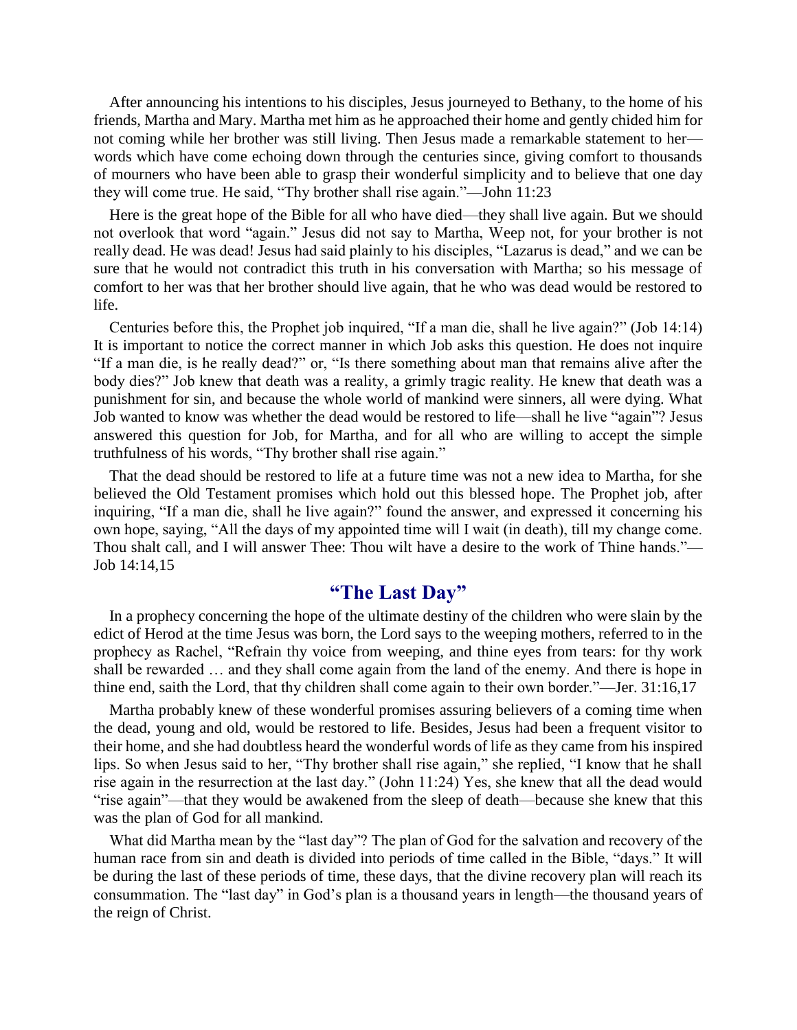After announcing his intentions to his disciples, Jesus journeyed to Bethany, to the home of his friends, Martha and Mary. Martha met him as he approached their home and gently chided him for not coming while her brother was still living. Then Jesus made a remarkable statement to her—words which have come echoing down through the centuries since, giving comfort to thousands of mourners who have been able to grasp their wonderful simplicity and to believe that one day they will come true. He said, "Thy brother shall rise again."—John 11:23

Here is the great hope of the Bible for all who have died—they shall live again. But we should not overlook that word "again." Jesus did not say to Martha, Weep not, for your brother is not really dead. He was dead! Jesus had said plainly to his disciples, "Lazarus is dead," and we can be sure that he would not contradict this truth in his conversation with Martha; so his message of comfort to her was that her brother should live again, that he who was dead would be restored to life.

Centuries before this, the Prophet job inquired, "If a man die, shall he live again?" (Job 14:14) It is important to notice the correct manner in which Job asks this question. He does not inquire "If a man die, is he really dead?" or, "Is there something about man that remains alive after the body dies?" Job knew that death was a reality, a grimly tragic reality. He knew that death was a punishment for sin, and because the whole world of mankind were sinners, all were dying. What Job wanted to know was whether the dead would be restored to life—shall he live "again"? Jesus answered this question for Job, for Martha, and for all who are willing to accept the simple truthfulness of his words, "Thy brother shall rise again."

That the dead should be restored to life at a future time was not a new idea to Martha, for she believed the Old Testament promises which hold out this blessed hope. The Prophet job, after inquiring, "If a man die, shall he live again?" found the answer, and expressed it concerning his own hope, saying, "All the days of my appointed time will I wait (in death), till my change come. Thou shalt call, and I will answer Thee: Thou wilt have a desire to the work of Thine hands."—Job 14:14,15

## "The Last Day"

In a prophecy concerning the hope of the ultimate destiny of the children who were slain by the edict of Herod at the time Jesus was born, the Lord says to the weeping mothers, referred to in the prophecy as Rachel, "Refrain thy voice from weeping, and thine eyes from tears: for thy work shall be rewarded … and they shall come again from the land of the enemy. And there is hope in thine end, saith the Lord, that thy children shall come again to their own border."—Jer. 31:16,17

Martha probably knew of these wonderful promises assuring believers of a coming time when the dead, young and old, would be restored to life. Besides, Jesus had been a frequent visitor to their home, and she had doubtless heard the wonderful words of life as they came from his inspired lips. So when Jesus said to her, "Thy brother shall rise again," she replied, "I know that he shall rise again in the resurrection at the last day." (John 11:24) Yes, she knew that all the dead would "rise again"—that they would be awakened from the sleep of death—because she knew that this was the plan of God for all mankind.

What did Martha mean by the "last day"? The plan of God for the salvation and recovery of the human race from sin and death is divided into periods of time called in the Bible, "days." It will be during the last of these periods of time, these days, that the divine recovery plan will reach its consummation. The "last day" in God's plan is a thousand years in length—the thousand years of the reign of Christ.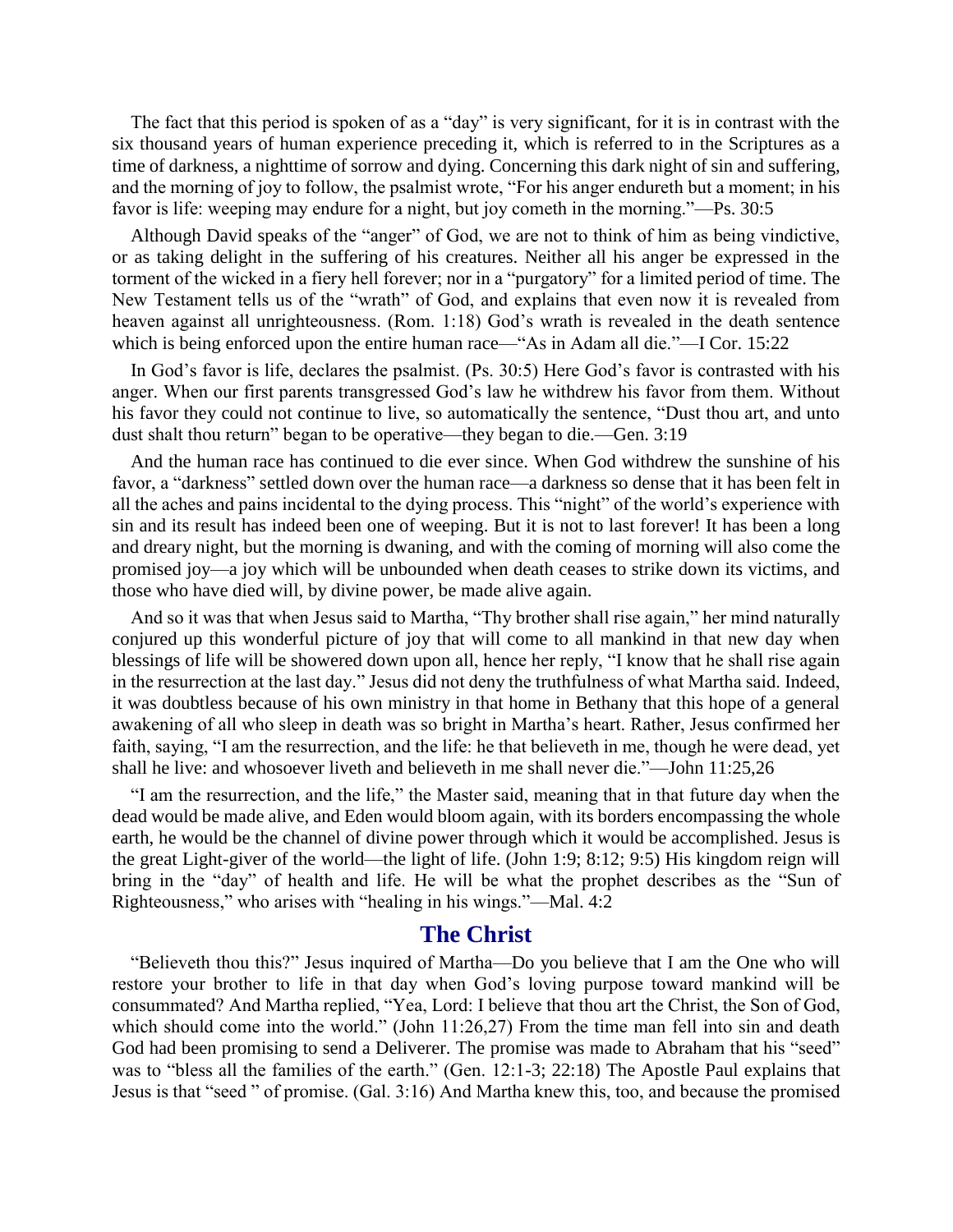The fact that this period is spoken of as a "day" is very significant, for it is in contrast with the six thousand years of human experience preceding it, which is referred to in the Scriptures as a time of darkness, a nighttime of sorrow and dying. Concerning this dark night of sin and suffering, and the morning of joy to follow, the psalmist wrote, "For his anger endureth but a moment; in his favor is life: weeping may endure for a night, but joy cometh in the morning."—Ps. 30:5

Although David speaks of the "anger" of God, we are not to think of him as being vindictive, or as taking delight in the suffering of his creatures. Neither all his anger be expressed in the torment of the wicked in a fiery hell forever; nor in a "purgatory" for a limited period of time. The New Testament tells us of the "wrath" of God, and explains that even now it is revealed from heaven against all unrighteousness. (Rom. 1:18) God's wrath is revealed in the death sentence which is being enforced upon the entire human race—"As in Adam all die."—I Cor. 15:22

In God's favor is life, declares the psalmist. (Ps. 30:5) Here God's favor is contrasted with his anger. When our first parents transgressed God's law he withdrew his favor from them. Without his favor they could not continue to live, so automatically the sentence, "Dust thou art, and unto dust shalt thou return" began to be operative—they began to die.—Gen. 3:19

And the human race has continued to die ever since. When God withdrew the sunshine of his favor, a "darkness" settled down over the human race—a darkness so dense that it has been felt in all the aches and pains incidental to the dying process. This "night" of the world's experience with sin and its result has indeed been one of weeping. But it is not to last forever! It has been a long and dreary night, but the morning is dwaning, and with the coming of morning will also come the promised joy—a joy which will be unbounded when death ceases to strike down its victims, and those who have died will, by divine power, be made alive again.

And so it was that when Jesus said to Martha, "Thy brother shall rise again," her mind naturally conjured up this wonderful picture of joy that will come to all mankind in that new day when blessings of life will be showered down upon all, hence her reply, "I know that he shall rise again in the resurrection at the last day." Jesus did not deny the truthfulness of what Martha said. Indeed, it was doubtless because of his own ministry in that home in Bethany that this hope of a general awakening of all who sleep in death was so bright in Martha's heart. Rather, Jesus confirmed her faith, saying, "I am the resurrection, and the life: he that believeth in me, though he were dead, yet shall he live: and whosoever liveth and believeth in me shall never die."—John 11:25,26

"I am the resurrection, and the life," the Master said, meaning that in that future day when the dead would be made alive, and Eden would bloom again, with its borders encompassing the whole earth, he would be the channel of divine power through which it would be accomplished. Jesus is the great Light-giver of the world—the light of life. (John 1:9; 8:12; 9:5) His kingdom reign will bring in the "day" of health and life. He will be what the prophet describes as the "Sun of Righteousness," who arises with "healing in his wings."—Mal. 4:2

## The Christ

"Believeth thou this?" Jesus inquired of Martha—Do you believe that I am the One who will restore your brother to life in that day when God's loving purpose toward mankind will be consummated? And Martha replied, "Yea, Lord: I believe that thou art the Christ, the Son of God, which should come into the world." (John 11:26,27) From the time man fell into sin and death God had been promising to send a Deliverer. The promise was made to Abraham that his "seed" was to "bless all the families of the earth." (Gen. 12:1-3; 22:18) The Apostle Paul explains that Jesus is that "seed " of promise. (Gal. 3:16) And Martha knew this, too, and because the promised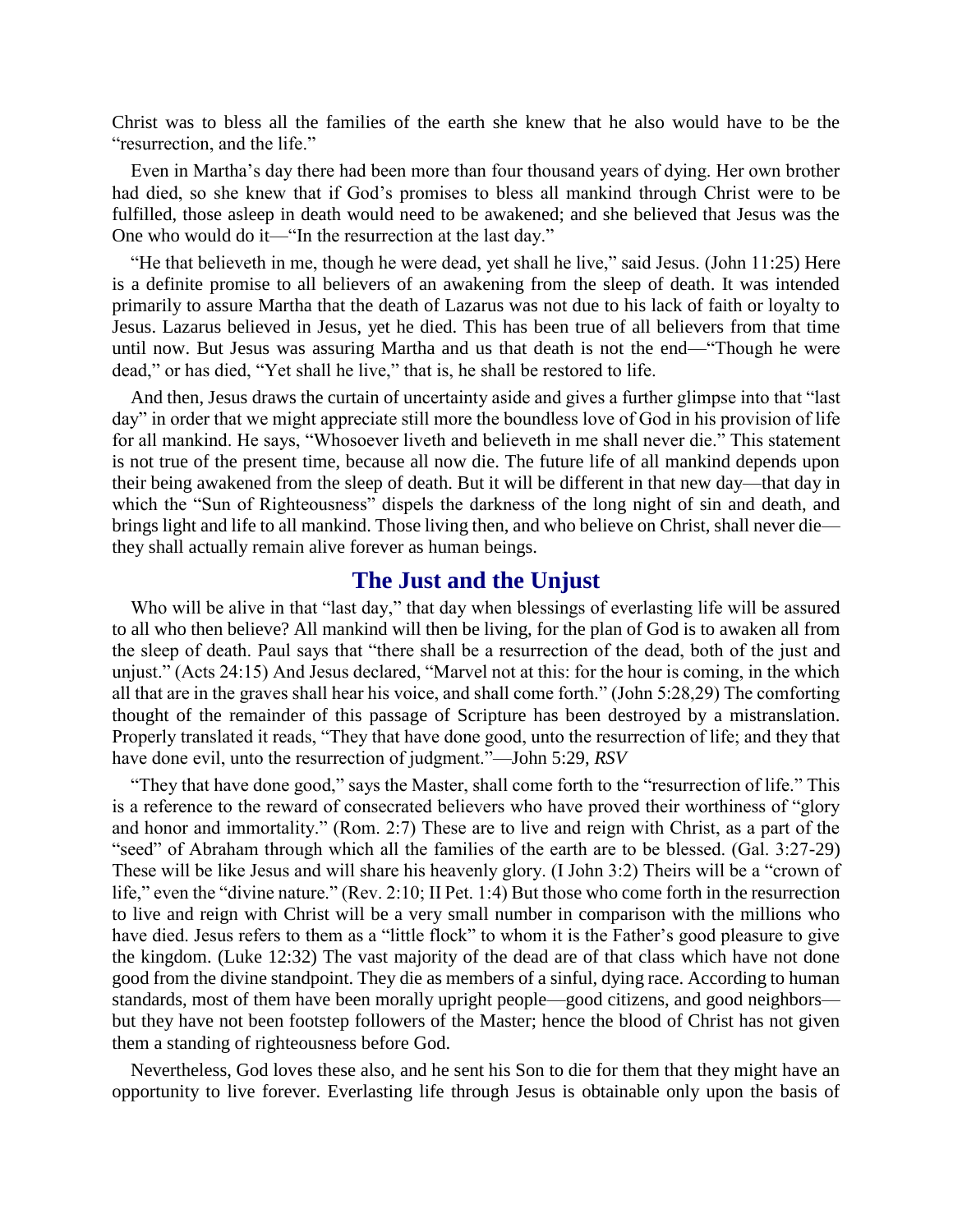Christ was to bless all the families of the earth she knew that he also would have to be the "resurrection, and the life."

Even in Martha's day there had been more than four thousand years of dying. Her own brother had died, so she knew that if God's promises to bless all mankind through Christ were to be fulfilled, those asleep in death would need to be awakened; and she believed that Jesus was the One who would do it—"In the resurrection at the last day."

"He that believeth in me, though he were dead, yet shall he live," said Jesus. (John 11:25) Here is a definite promise to all believers of an awakening from the sleep of death. It was intended primarily to assure Martha that the death of Lazarus was not due to his lack of faith or loyalty to Jesus. Lazarus believed in Jesus, yet he died. This has been true of all believers from that time until now. But Jesus was assuring Martha and us that death is not the end—"Though he were dead," or has died, "Yet shall he live," that is, he shall be restored to life.

And then, Jesus draws the curtain of uncertainty aside and gives a further glimpse into that "last day" in order that we might appreciate still more the boundless love of God in his provision of life for all mankind. He says, "Whosoever liveth and believeth in me shall never die." This statement is not true of the present time, because all now die. The future life of all mankind depends upon their being awakened from the sleep of death. But it will be different in that new day—that day in which the "Sun of Righteousness" dispels the darkness of the long night of sin and death, and brings light and life to all mankind. Those living then, and who believe on Christ, shall never die—they shall actually remain alive forever as human beings.

## The Just and the Unjust

Who will be alive in that "last day," that day when blessings of everlasting life will be assured to all who then believe? All mankind will then be living, for the plan of God is to awaken all from the sleep of death. Paul says that "there shall be a resurrection of the dead, both of the just and unjust." (Acts 24:15) And Jesus declared, "Marvel not at this: for the hour is coming, in the which all that are in the graves shall hear his voice, and shall come forth." (John 5:28,29) The comforting thought of the remainder of this passage of Scripture has been destroyed by a mistranslation. Properly translated it reads, "They that have done good, unto the resurrection of life; and they that have done evil, unto the resurrection of judgment."—John 5:29, *RSV*

"They that have done good," says the Master, shall come forth to the "resurrection of life." This is a reference to the reward of consecrated believers who have proved their worthiness of "glory and honor and immortality." (Rom. 2:7) These are to live and reign with Christ, as a part of the "seed" of Abraham through which all the families of the earth are to be blessed. (Gal. 3:27-29) These will be like Jesus and will share his heavenly glory. (I John 3:2) Theirs will be a "crown of life," even the "divine nature." (Rev. 2:10; II Pet. 1:4) But those who come forth in the resurrection to live and reign with Christ will be a very small number in comparison with the millions who have died. Jesus refers to them as a "little flock" to whom it is the Father's good pleasure to give the kingdom. (Luke 12:32) The vast majority of the dead are of that class which have not done good from the divine standpoint. They die as members of a sinful, dying race. According to human standards, most of them have been morally upright people—good citizens, and good neighbors—but they have not been footstep followers of the Master; hence the blood of Christ has not given them a standing of righteousness before God.

Nevertheless, God loves these also, and he sent his Son to die for them that they might have an opportunity to live forever. Everlasting life through Jesus is obtainable only upon the basis of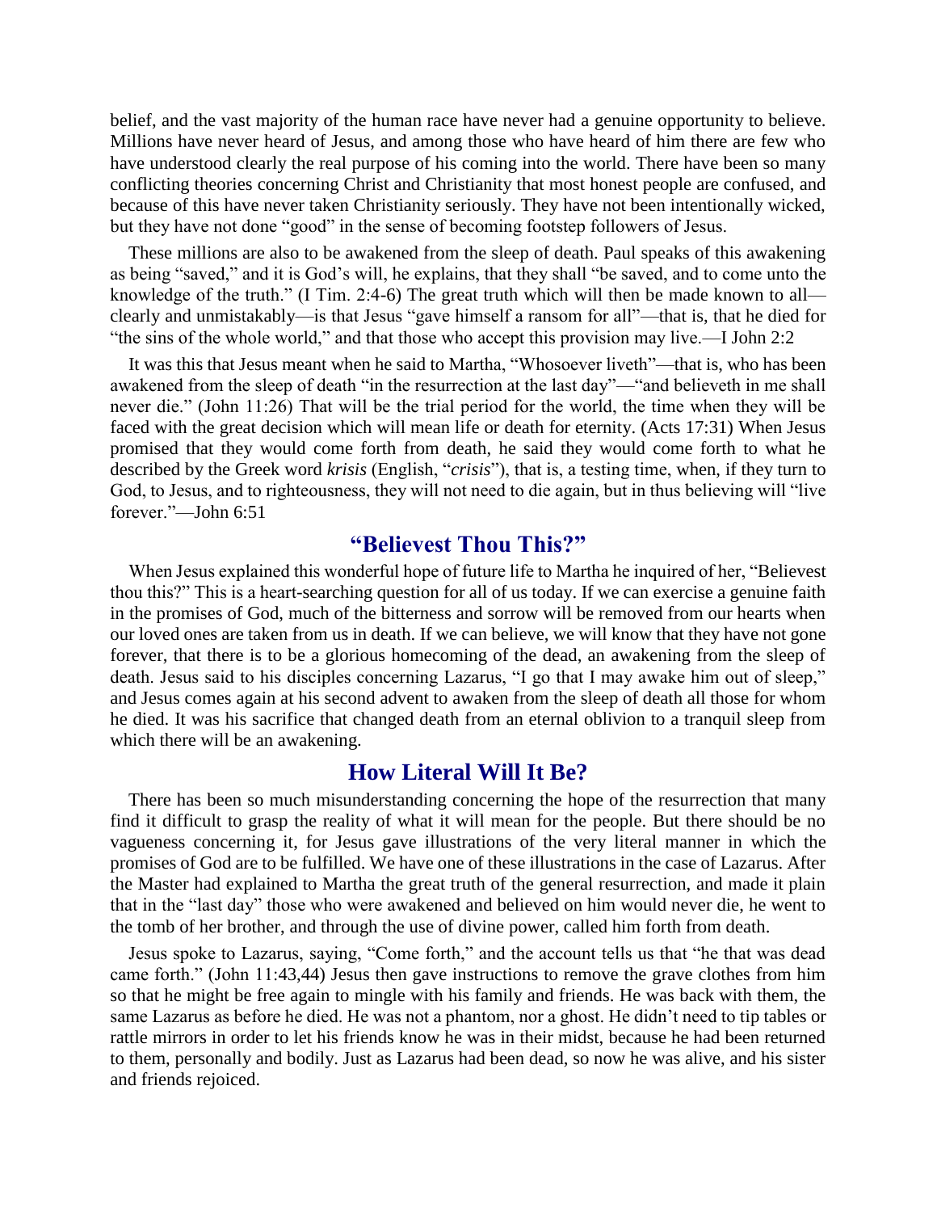belief, and the vast majority of the human race have never had a genuine opportunity to believe. Millions have never heard of Jesus, and among those who have heard of him there are few who have understood clearly the real purpose of his coming into the world. There have been so many conflicting theories concerning Christ and Christianity that most honest people are confused, and because of this have never taken Christianity seriously. They have not been intentionally wicked, but they have not done "good" in the sense of becoming footstep followers of Jesus.

These millions are also to be awakened from the sleep of death. Paul speaks of this awakening as being "saved," and it is God's will, he explains, that they shall "be saved, and to come unto the knowledge of the truth." (I Tim. 2:4-6) The great truth which will then be made known to all—clearly and unmistakably—is that Jesus "gave himself a ransom for all"—that is, that he died for "the sins of the whole world," and that those who accept this provision may live.—I John 2:2

It was this that Jesus meant when he said to Martha, "Whosoever liveth"—that is, who has been awakened from the sleep of death "in the resurrection at the last day"—"and believeth in me shall never die." (John 11:26) That will be the trial period for the world, the time when they will be faced with the great decision which will mean life or death for eternity. (Acts 17:31) When Jesus promised that they would come forth from death, he said they would come forth to what he described by the Greek word *krisis* (English, "*crisis*"), that is, a testing time, when, if they turn to God, to Jesus, and to righteousness, they will not need to die again, but in thus believing will "live forever."—John 6:51

## "Believest Thou This?"

When Jesus explained this wonderful hope of future life to Martha he inquired of her, "Believest thou this?" This is a heart-searching question for all of us today. If we can exercise a genuine faith in the promises of God, much of the bitterness and sorrow will be removed from our hearts when our loved ones are taken from us in death. If we can believe, we will know that they have not gone forever, that there is to be a glorious homecoming of the dead, an awakening from the sleep of death. Jesus said to his disciples concerning Lazarus, "I go that I may awake him out of sleep," and Jesus comes again at his second advent to awaken from the sleep of death all those for whom he died. It was his sacrifice that changed death from an eternal oblivion to a tranquil sleep from which there will be an awakening.

## How Literal Will It Be?

There has been so much misunderstanding concerning the hope of the resurrection that many find it difficult to grasp the reality of what it will mean for the people. But there should be no vagueness concerning it, for Jesus gave illustrations of the very literal manner in which the promises of God are to be fulfilled. We have one of these illustrations in the case of Lazarus. After the Master had explained to Martha the great truth of the general resurrection, and made it plain that in the "last day" those who were awakened and believed on him would never die, he went to the tomb of her brother, and through the use of divine power, called him forth from death.

Jesus spoke to Lazarus, saying, "Come forth," and the account tells us that "he that was dead came forth." (John 11:43,44) Jesus then gave instructions to remove the grave clothes from him so that he might be free again to mingle with his family and friends. He was back with them, the same Lazarus as before he died. He was not a phantom, nor a ghost. He didn't need to tip tables or rattle mirrors in order to let his friends know he was in their midst, because he had been returned to them, personally and bodily. Just as Lazarus had been dead, so now he was alive, and his sister and friends rejoiced.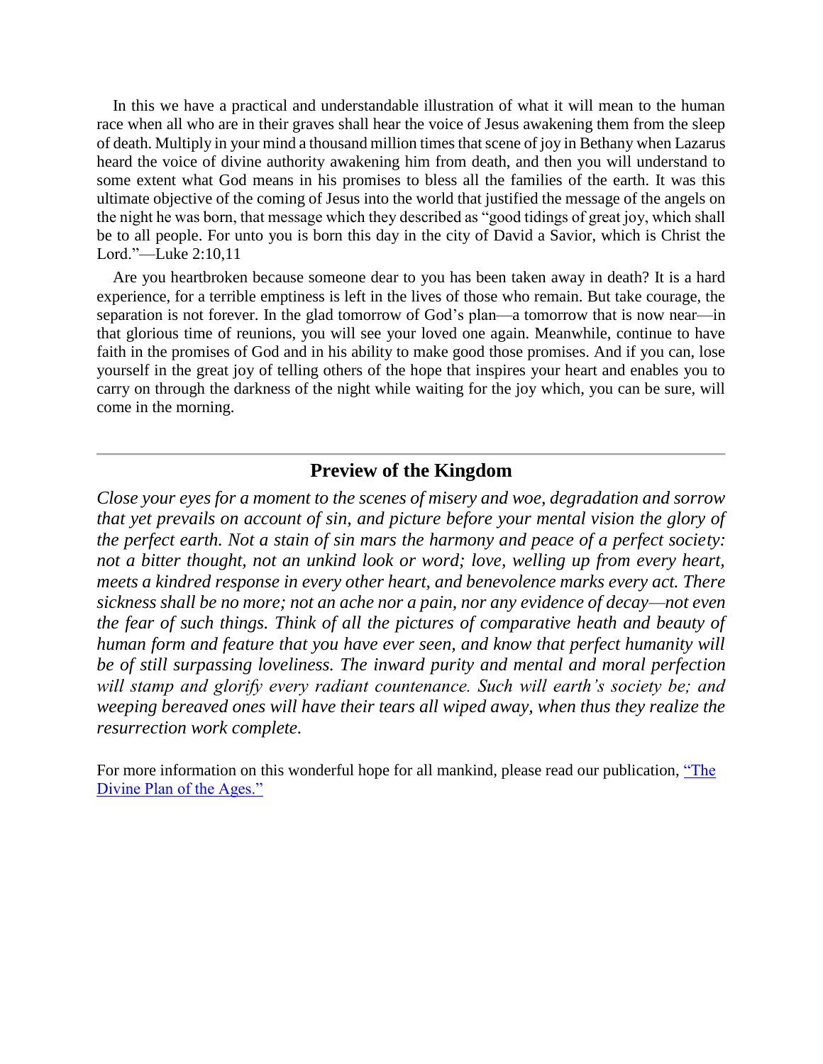In this we have a practical and understandable illustration of what it will mean to the human race when all who are in their graves shall hear the voice of Jesus awakening them from the sleep of death. Multiply in your mind a thousand million times that scene of joy in Bethany when Lazarus heard the voice of divine authority awakening him from death, and then you will understand to some extent what God means in his promises to bless all the families of the earth. It was this ultimate objective of the coming of Jesus into the world that justified the message of the angels on the night he was born, that message which they described as "good tidings of great joy, which shall be to all people. For unto you is born this day in the city of David a Savior, which is Christ the Lord."—Luke 2:10,11

Are you heartbroken because someone dear to you has been taken away in death? It is a hard experience, for a terrible emptiness is left in the lives of those who remain. But take courage, the separation is not forever. In the glad tomorrow of God's plan—a tomorrow that is now near—in that glorious time of reunions, you will see your loved one again. Meanwhile, continue to have faith in the promises of God and in his ability to make good those promises. And if you can, lose yourself in the great joy of telling others of the hope that inspires your heart and enables you to carry on through the darkness of the night while waiting for the joy which, you can be sure, will come in the morning.

---

## Preview of the Kingdom

*Close your eyes for a moment to the scenes of misery and woe, degradation and sorrow that yet prevails on account of sin, and picture before your mental vision the glory of the perfect earth. Not a stain of sin mars the harmony and peace of a perfect society: not a bitter thought, not an unkind look or word; love, welling up from every heart, meets a kindred response in every other heart, and benevolence marks every act. There sickness shall be no more; not an ache nor a pain, nor any evidence of decay—not even the fear of such things. Think of all the pictures of comparative heath and beauty of human form and feature that you have ever seen, and know that perfect humanity will be of still surpassing loveliness. The inward purity and mental and moral perfection will stamp and glorify every radiant countenance. Such will earth's society be; and weeping bereaved ones will have their tears all wiped away, when thus they realize the resurrection work complete.*

For more information on this wonderful hope for all mankind, please read our publication, "The Divine Plan of the Ages."